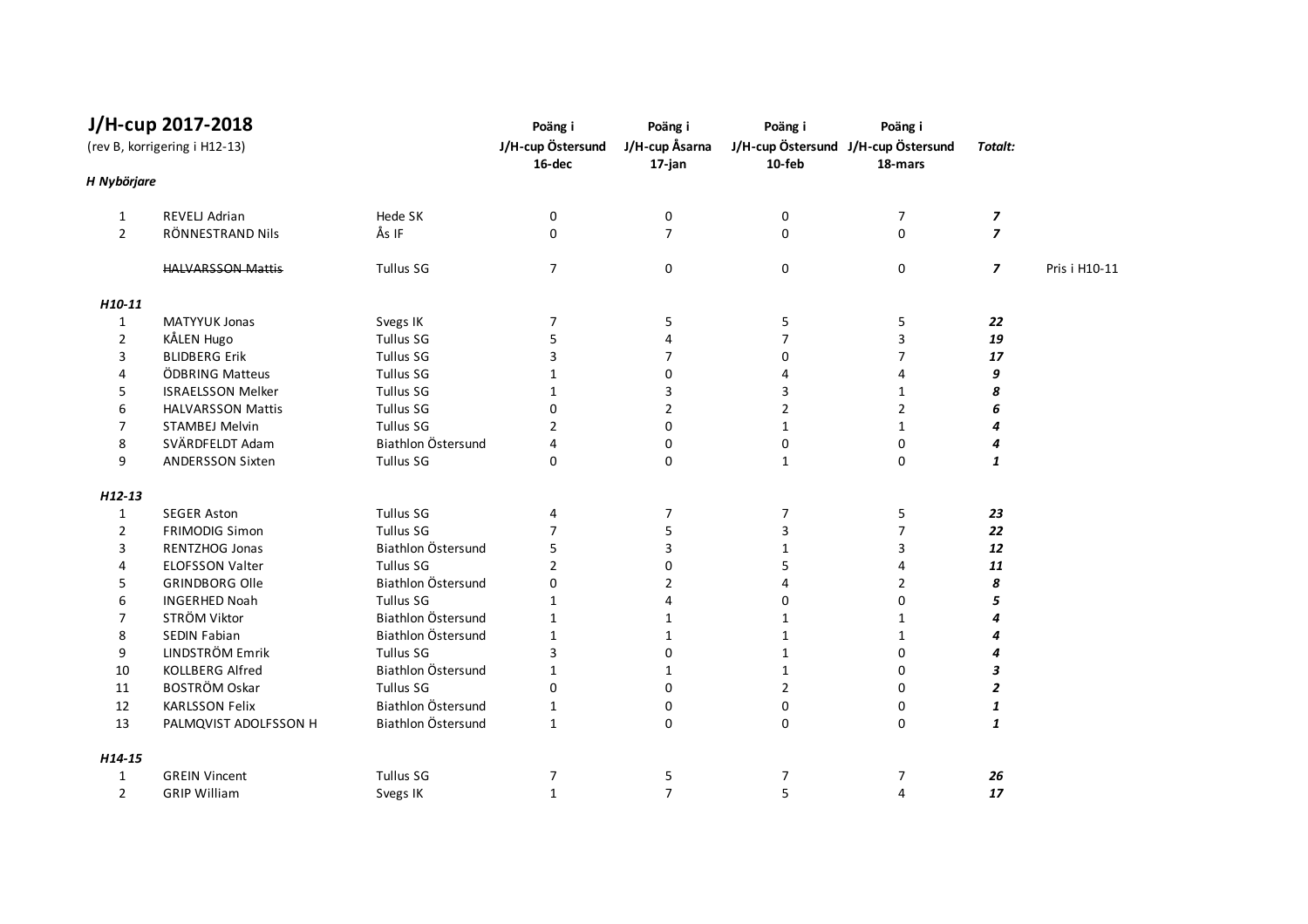# J/H-cup 2017-2018

(rev B, korrigering i H12-13)

| | | | Poäng i J/H-cup Östersund 16-dec | Poäng i J/H-cup Åsarna 17-jan | Poäng i J/H-cup Östersund 10-feb | Poäng i J/H-cup Östersund 18-mars | *Totalt:* | |
|---|---|---|---|---|---|---|---|---|
| ***H Nybörjare*** | | | | | | | | |
| 1 | REVELJ Adrian | Hede SK | 0 | 0 | 0 | 7 | ***7*** | |
| 2 | RÖNNESTRAND Nils | Ås IF | 0 | 7 | 0 | 0 | ***7*** | |
| | ~~HALVARSSON Mattis~~ | Tullus SG | 7 | 0 | 0 | 0 | ***7*** | Pris i H10-11 |
| ***H10-11*** | | | | | | | | |
| 1 | MATYYUK Jonas | Svegs IK | 7 | 5 | 5 | 5 | ***22*** | |
| 2 | KÅLEN Hugo | Tullus SG | 5 | 4 | 7 | 3 | ***19*** | |
| 3 | BLIDBERG Erik | Tullus SG | 3 | 7 | 0 | 7 | ***17*** | |
| 4 | ÖDBRING Matteus | Tullus SG | 1 | 0 | 4 | 4 | ***9*** | |
| 5 | ISRAELSSON Melker | Tullus SG | 1 | 3 | 3 | 1 | ***8*** | |
| 6 | HALVARSSON Mattis | Tullus SG | 0 | 2 | 2 | 2 | ***6*** | |
| 7 | STAMBEJ Melvin | Tullus SG | 2 | 0 | 1 | 1 | ***4*** | |
| 8 | SVÄRDFELDT Adam | Biathlon Östersund | 4 | 0 | 0 | 0 | ***4*** | |
| 9 | ANDERSSON Sixten | Tullus SG | 0 | 0 | 1 | 0 | ***1*** | |
| ***H12-13*** | | | | | | | | |
| 1 | SEGER Aston | Tullus SG | 4 | 7 | 7 | 5 | ***23*** | |
| 2 | FRIMODIG Simon | Tullus SG | 7 | 5 | 3 | 7 | ***22*** | |
| 3 | RENTZHOG Jonas | Biathlon Östersund | 5 | 3 | 1 | 3 | ***12*** | |
| 4 | ELOFSSON Valter | Tullus SG | 2 | 0 | 5 | 4 | ***11*** | |
| 5 | GRINDBORG Olle | Biathlon Östersund | 0 | 2 | 4 | 2 | ***8*** | |
| 6 | INGERHED Noah | Tullus SG | 1 | 4 | 0 | 0 | ***5*** | |
| 7 | STRÖM Viktor | Biathlon Östersund | 1 | 1 | 1 | 1 | ***4*** | |
| 8 | SEDIN Fabian | Biathlon Östersund | 1 | 1 | 1 | 1 | ***4*** | |
| 9 | LINDSTRÖM Emrik | Tullus SG | 3 | 0 | 1 | 0 | ***4*** | |
| 10 | KOLLBERG Alfred | Biathlon Östersund | 1 | 1 | 1 | 0 | ***3*** | |
| 11 | BOSTRÖM Oskar | Tullus SG | 0 | 0 | 2 | 0 | ***2*** | |
| 12 | KARLSSON Felix | Biathlon Östersund | 1 | 0 | 0 | 0 | ***1*** | |
| 13 | PALMQVIST ADOLFSSON H | Biathlon Östersund | 1 | 0 | 0 | 0 | ***1*** | |
| ***H14-15*** | | | | | | | | |
| 1 | GREIN Vincent | Tullus SG | 7 | 5 | 7 | 7 | ***26*** | |
| 2 | GRIP William | Svegs IK | 1 | 7 | 5 | 4 | ***17*** | |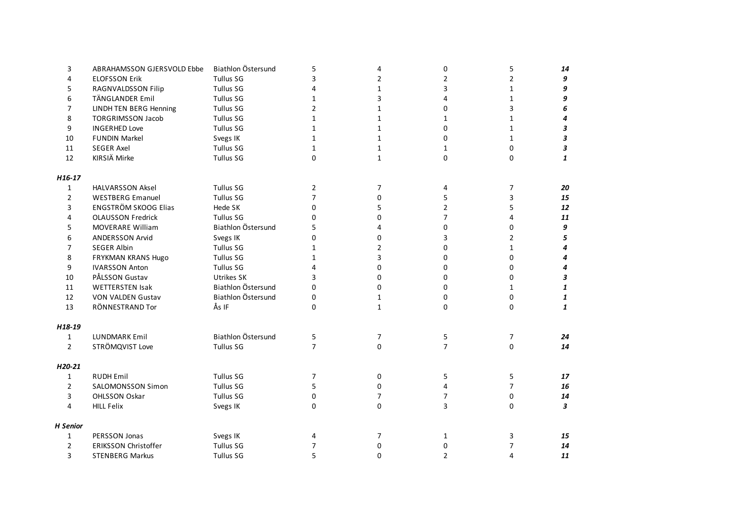| | | | | | | | |
|---|---|---|---|---|---|---|---|
| 3 | ABRAHAMSSON GJERSVOLD Ebbe | Biathlon Östersund | 5 | 4 | 0 | 5 | ***14*** |
| 4 | ELOFSSON Erik | Tullus SG | 3 | 2 | 2 | 2 | ***9*** |
| 5 | RAGNVALDSSON Filip | Tullus SG | 4 | 1 | 3 | 1 | ***9*** |
| 6 | TÄNGLANDER Emil | Tullus SG | 1 | 3 | 4 | 1 | ***9*** |
| 7 | LINDH TEN BERG Henning | Tullus SG | 2 | 1 | 0 | 3 | ***6*** |
| 8 | TORGRIMSSON Jacob | Tullus SG | 1 | 1 | 1 | 1 | ***4*** |
| 9 | INGERHED Love | Tullus SG | 1 | 1 | 0 | 1 | ***3*** |
| 10 | FUNDIN Markel | Svegs IK | 1 | 1 | 0 | 1 | ***3*** |
| 11 | SEGER Axel | Tullus SG | 1 | 1 | 1 | 0 | ***3*** |
| 12 | KIRSIÄ Mirke | Tullus SG | 0 | 1 | 0 | 0 | ***1*** |
| ***H16-17*** | | | | | | | |
| 1 | HALVARSSON Aksel | Tullus SG | 2 | 7 | 4 | 7 | ***20*** |
| 2 | WESTBERG Emanuel | Tullus SG | 7 | 0 | 5 | 3 | ***15*** |
| 3 | ENGSTRÖM SKOOG Elias | Hede SK | 0 | 5 | 2 | 5 | ***12*** |
| 4 | OLAUSSON Fredrick | Tullus SG | 0 | 0 | 7 | 4 | ***11*** |
| 5 | MOVERARE William | Biathlon Östersund | 5 | 4 | 0 | 0 | ***9*** |
| 6 | ANDERSSON Arvid | Svegs IK | 0 | 0 | 3 | 2 | ***5*** |
| 7 | SEGER Albin | Tullus SG | 1 | 2 | 0 | 1 | ***4*** |
| 8 | FRYKMAN KRANS Hugo | Tullus SG | 1 | 3 | 0 | 0 | ***4*** |
| 9 | IVARSSON Anton | Tullus SG | 4 | 0 | 0 | 0 | ***4*** |
| 10 | PÅLSSON Gustav | Utrikes SK | 3 | 0 | 0 | 0 | ***3*** |
| 11 | WETTERSTEN Isak | Biathlon Östersund | 0 | 0 | 0 | 1 | ***1*** |
| 12 | VON VALDEN Gustav | Biathlon Östersund | 0 | 1 | 0 | 0 | ***1*** |
| 13 | RÖNNESTRAND Tor | Ås IF | 0 | 1 | 0 | 0 | ***1*** |
| ***H18-19*** | | | | | | | |
| 1 | LUNDMARK Emil | Biathlon Östersund | 5 | 7 | 5 | 7 | ***24*** |
| 2 | STRÖMQVIST Love | Tullus SG | 7 | 0 | 7 | 0 | ***14*** |
| ***H20-21*** | | | | | | | |
| 1 | RUDH Emil | Tullus SG | 7 | 0 | 5 | 5 | ***17*** |
| 2 | SALOMONSSON Simon | Tullus SG | 5 | 0 | 4 | 7 | ***16*** |
| 3 | OHLSSON Oskar | Tullus SG | 0 | 7 | 7 | 0 | ***14*** |
| 4 | HILL Felix | Svegs IK | 0 | 0 | 3 | 0 | ***3*** |
| ***H Senior*** | | | | | | | |
| 1 | PERSSON Jonas | Svegs IK | 4 | 7 | 1 | 3 | ***15*** |
| 2 | ERIKSSON Christoffer | Tullus SG | 7 | 0 | 0 | 7 | ***14*** |
| 3 | STENBERG Markus | Tullus SG | 5 | 0 | 2 | 4 | ***11*** |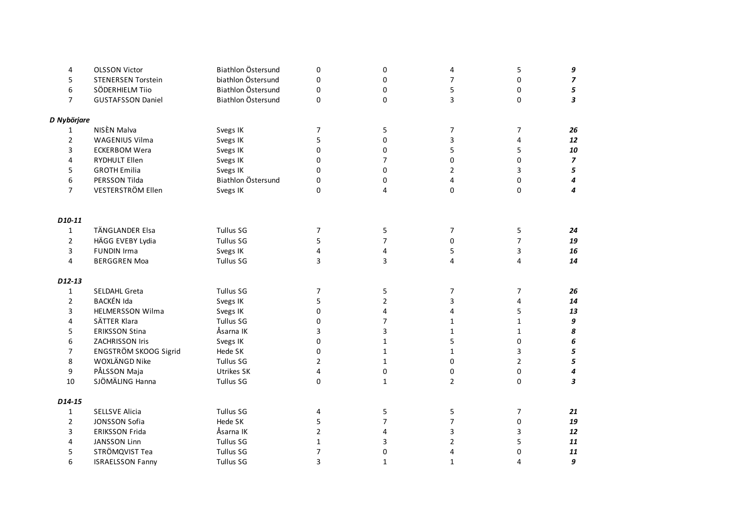| | | | | | | | |
|---|---|---|---|---|---|---|---|
| 4 | OLSSON Victor | Biathlon Östersund | 0 | 0 | 4 | 5 | ***9*** |
| 5 | STENERSEN Torstein | biathlon Östersund | 0 | 0 | 7 | 0 | ***7*** |
| 6 | SÖDERHIELM Tiio | Biathlon Östersund | 0 | 0 | 5 | 0 | ***5*** |
| 7 | GUSTAFSSON Daniel | Biathlon Östersund | 0 | 0 | 3 | 0 | ***3*** |

***D Nybörjare***

| | | | | | | | |
|---|---|---|---|---|---|---|---|
| 1 | NISÈN Malva | Svegs IK | 7 | 5 | 7 | 7 | ***26*** |
| 2 | WAGENIUS Vilma | Svegs IK | 5 | 0 | 3 | 4 | ***12*** |
| 3 | ECKERBOM Wera | Svegs IK | 0 | 0 | 5 | 5 | ***10*** |
| 4 | RYDHULT Ellen | Svegs IK | 0 | 7 | 0 | 0 | ***7*** |
| 5 | GROTH Emilia | Svegs IK | 0 | 0 | 2 | 3 | ***5*** |
| 6 | PERSSON Tilda | Biathlon Östersund | 0 | 0 | 4 | 0 | ***4*** |
| 7 | VESTERSTRÖM Ellen | Svegs IK | 0 | 4 | 0 | 0 | ***4*** |

***D10-11***

| | | | | | | | |
|---|---|---|---|---|---|---|---|
| 1 | TÄNGLANDER Elsa | Tullus SG | 7 | 5 | 7 | 5 | ***24*** |
| 2 | HÄGG EVEBY Lydia | Tullus SG | 5 | 7 | 0 | 7 | ***19*** |
| 3 | FUNDIN Irma | Svegs IK | 4 | 4 | 5 | 3 | ***16*** |
| 4 | BERGGREN Moa | Tullus SG | 3 | 3 | 4 | 4 | ***14*** |

***D12-13***

| | | | | | | | |
|---|---|---|---|---|---|---|---|
| 1 | SELDAHL Greta | Tullus SG | 7 | 5 | 7 | 7 | ***26*** |
| 2 | BACKÉN Ida | Svegs IK | 5 | 2 | 3 | 4 | ***14*** |
| 3 | HELMERSSON Wilma | Svegs IK | 0 | 4 | 4 | 5 | ***13*** |
| 4 | SÄTTER Klara | Tullus SG | 0 | 7 | 1 | 1 | ***9*** |
| 5 | ERIKSSON Stina | Åsarna IK | 3 | 3 | 1 | 1 | ***8*** |
| 6 | ZACHRISSON Iris | Svegs IK | 0 | 1 | 5 | 0 | ***6*** |
| 7 | ENGSTRÖM SKOOG Sigrid | Hede SK | 0 | 1 | 1 | 3 | ***5*** |
| 8 | WOXLÄNGD Nike | Tullus SG | 2 | 1 | 0 | 2 | ***5*** |
| 9 | PÅLSSON Maja | Utrikes SK | 4 | 0 | 0 | 0 | ***4*** |
| 10 | SJÖMÄLING Hanna | Tullus SG | 0 | 1 | 2 | 0 | ***3*** |

***D14-15***

| | | | | | | | |
|---|---|---|---|---|---|---|---|
| 1 | SELLSVE Alicia | Tullus SG | 4 | 5 | 5 | 7 | ***21*** |
| 2 | JONSSON Sofia | Hede SK | 5 | 7 | 7 | 0 | ***19*** |
| 3 | ERIKSSON Frida | Åsarna IK | 2 | 4 | 3 | 3 | ***12*** |
| 4 | JANSSON Linn | Tullus SG | 1 | 3 | 2 | 5 | ***11*** |
| 5 | STRÖMQVIST Tea | Tullus SG | 7 | 0 | 4 | 0 | ***11*** |
| 6 | ISRAELSSON Fanny | Tullus SG | 3 | 1 | 1 | 4 | ***9*** |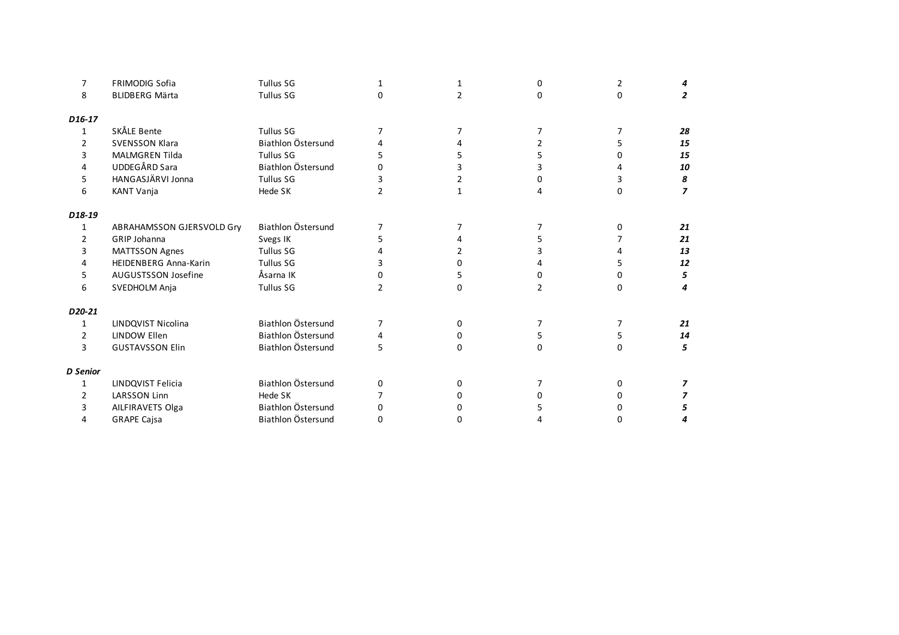| | | | | | | | |
|---|---|---|---|---|---|---|---|
| 7 | FRIMODIG Sofia | Tullus SG | 1 | 1 | 0 | 2 | ***4*** |
| 8 | BLIDBERG Märta | Tullus SG | 0 | 2 | 0 | 0 | ***2*** |

***D16-17***

| | | | | | | | |
|---|---|---|---|---|---|---|---|
| 1 | SKÅLE Bente | Tullus SG | 7 | 7 | 7 | 7 | ***28*** |
| 2 | SVENSSON Klara | Biathlon Östersund | 4 | 4 | 2 | 5 | ***15*** |
| 3 | MALMGREN Tilda | Tullus SG | 5 | 5 | 5 | 0 | ***15*** |
| 4 | UDDEGÅRD Sara | Biathlon Östersund | 0 | 3 | 3 | 4 | ***10*** |
| 5 | HANGASJÄRVI Jonna | Tullus SG | 3 | 2 | 0 | 3 | ***8*** |
| 6 | KANT Vanja | Hede SK | 2 | 1 | 4 | 0 | ***7*** |

***D18-19***

| | | | | | | | |
|---|---|---|---|---|---|---|---|
| 1 | ABRAHAMSSON GJERSVOLD Gry | Biathlon Östersund | 7 | 7 | 7 | 0 | ***21*** |
| 2 | GRIP Johanna | Svegs IK | 5 | 4 | 5 | 7 | ***21*** |
| 3 | MATTSSON Agnes | Tullus SG | 4 | 2 | 3 | 4 | ***13*** |
| 4 | HEIDENBERG Anna-Karin | Tullus SG | 3 | 0 | 4 | 5 | ***12*** |
| 5 | AUGUSTSSON Josefine | Åsarna IK | 0 | 5 | 0 | 0 | ***5*** |
| 6 | SVEDHOLM Anja | Tullus SG | 2 | 0 | 2 | 0 | ***4*** |

***D20-21***

| | | | | | | | |
|---|---|---|---|---|---|---|---|
| 1 | LINDQVIST Nicolina | Biathlon Östersund | 7 | 0 | 7 | 7 | ***21*** |
| 2 | LINDOW Ellen | Biathlon Östersund | 4 | 0 | 5 | 5 | ***14*** |
| 3 | GUSTAVSSON Elin | Biathlon Östersund | 5 | 0 | 0 | 0 | ***5*** |

***D Senior***

| | | | | | | | |
|---|---|---|---|---|---|---|---|
| 1 | LINDQVIST Felicia | Biathlon Östersund | 0 | 0 | 7 | 0 | ***7*** |
| 2 | LARSSON Linn | Hede SK | 7 | 0 | 0 | 0 | ***7*** |
| 3 | AILFIRAVETS Olga | Biathlon Östersund | 0 | 0 | 5 | 0 | ***5*** |
| 4 | GRAPE Cajsa | Biathlon Östersund | 0 | 0 | 4 | 0 | ***4*** |